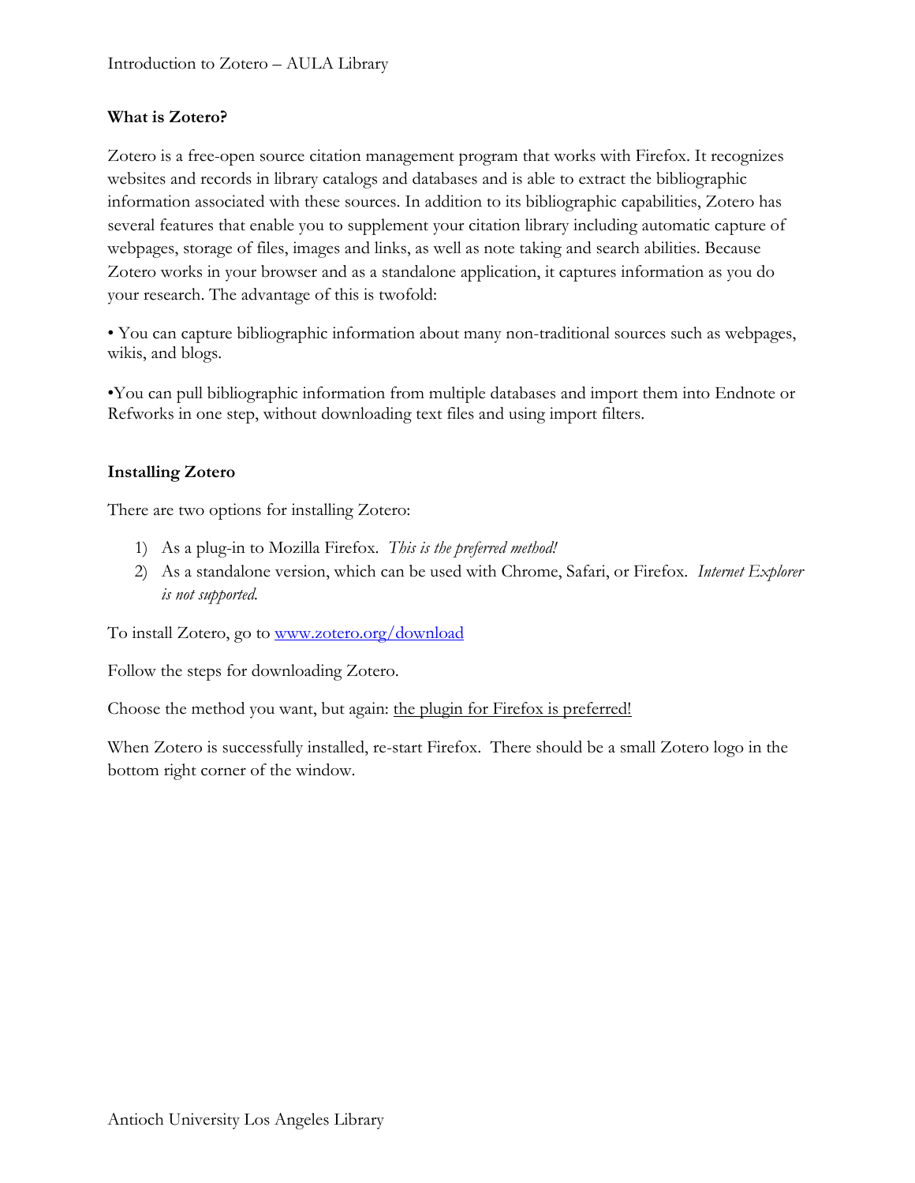## What is Zotero?

Zotero is a free-open source citation management program that works with Firefox. It recognizes websites and records in library catalogs and databases and is able to extract the bibliographic information associated with these sources. In addition to its bibliographic capabilities, Zotero has several features that enable you to supplement your citation library including automatic capture of webpages, storage of files, images and links, as well as note taking and search abilities. Because Zotero works in your browser and as a standalone application, it captures information as you do your research. The advantage of this is twofold:

- You can capture bibliographic information about many non-traditional sources such as webpages, wikis, and blogs.

- You can pull bibliographic information from multiple databases and import them into Endnote or Refworks in one step, without downloading text files and using import filters.

## Installing Zotero

There are two options for installing Zotero:

1) As a plug-in to Mozilla Firefox. *This is the preferred method!*
2) As a standalone version, which can be used with Chrome, Safari, or Firefox. *Internet Explorer is not supported.*

To install Zotero, go to [www.zotero.org/download](http://www.zotero.org/download)

Follow the steps for downloading Zotero.

Choose the method you want, but again: <u>the plugin for Firefox is preferred!</u>

When Zotero is successfully installed, re-start Firefox. There should be a small Zotero logo in the bottom right corner of the window.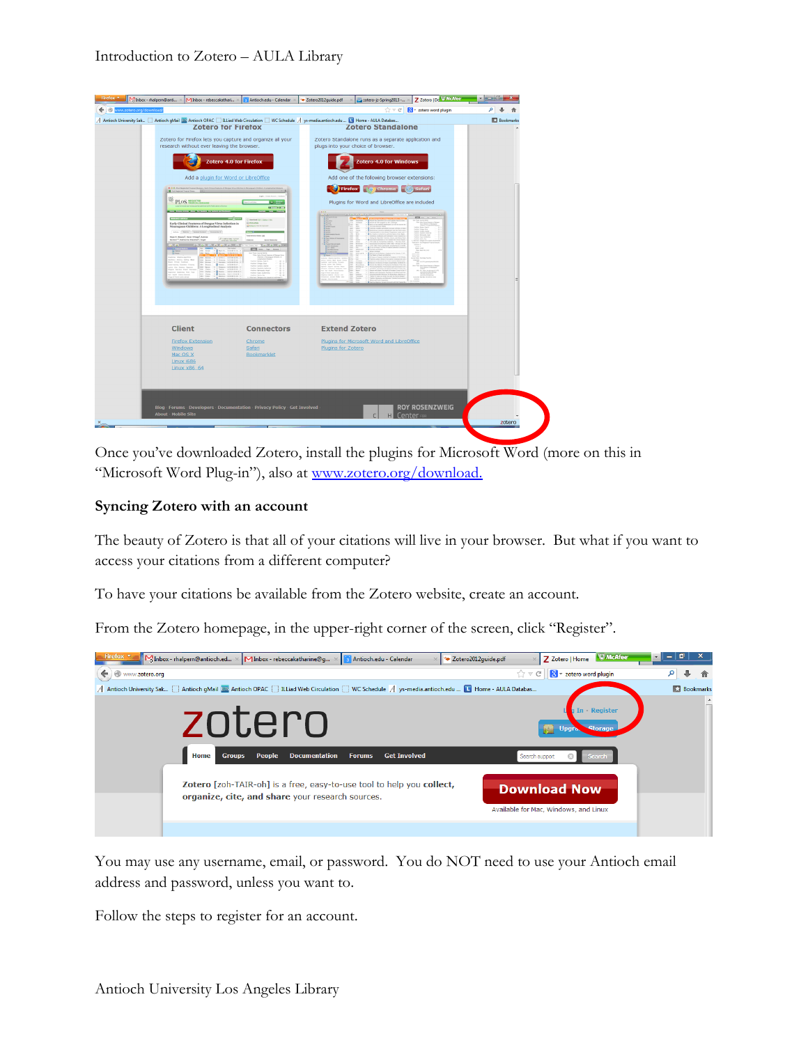Once you've downloaded Zotero, install the plugins for Microsoft Word (more on this in "Microsoft Word Plug-in"), also at [www.zotero.org/download.](http://www.zotero.org/download)

### Syncing Zotero with an account

The beauty of Zotero is that all of your citations will live in your browser. But what if you want to access your citations from a different computer?

To have your citations be available from the Zotero website, create an account.

From the Zotero homepage, in the upper-right corner of the screen, click "Register".

You may use any username, email, or password. You do NOT need to use your Antioch email address and password, unless you want to.

Follow the steps to register for an account.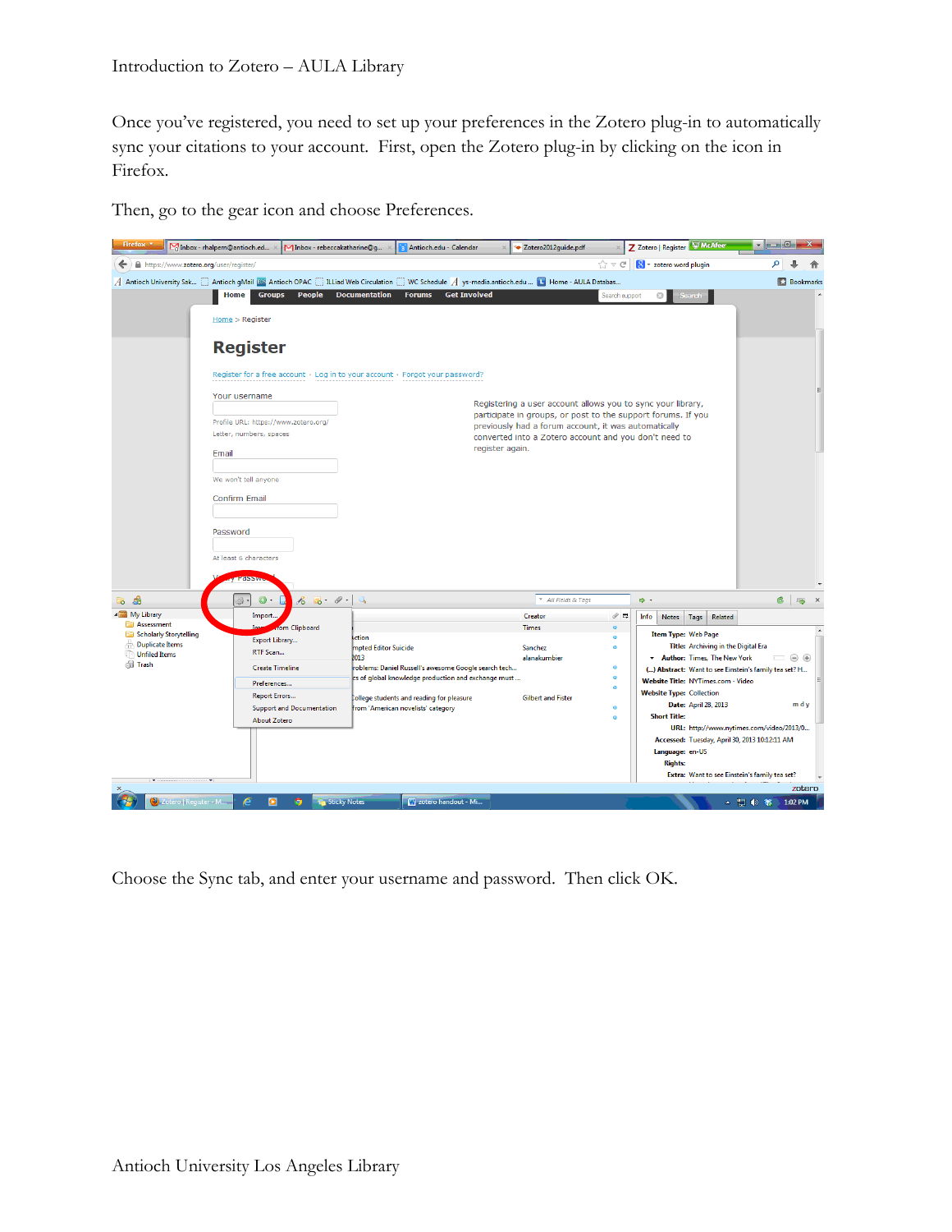Once you've registered, you need to set up your preferences in the Zotero plug-in to automatically sync your citations to your account. First, open the Zotero plug-in by clicking on the icon in Firefox.

Then, go to the gear icon and choose Preferences.

Choose the Sync tab, and enter your username and password. Then click OK.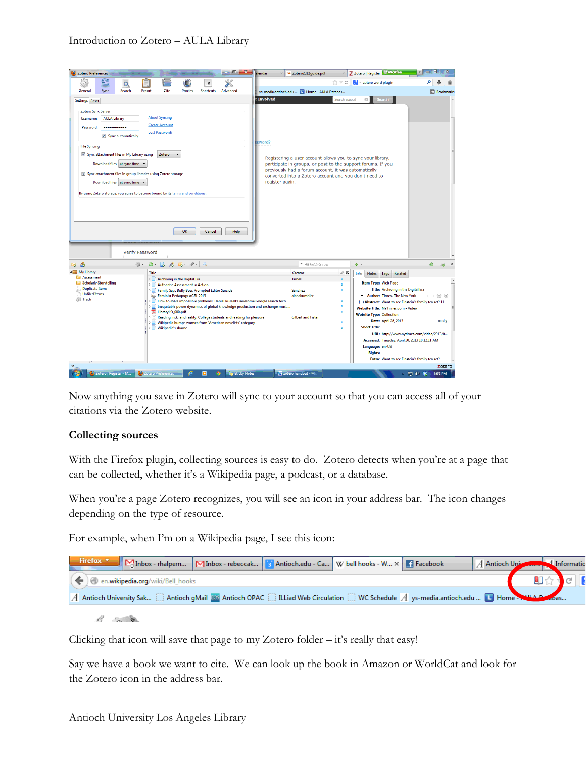Now anything you save in Zotero will sync to your account so that you can access all of your citations via the Zotero website.

### Collecting sources

With the Firefox plugin, collecting sources is easy to do. Zotero detects when you're at a page that can be collected, whether it's a Wikipedia page, a podcast, or a database.

When you're a page Zotero recognizes, you will see an icon in your address bar. The icon changes depending on the type of resource.

For example, when I'm on a Wikipedia page, I see this icon:

Clicking that icon will save that page to my Zotero folder – it's really that easy!

Say we have a book we want to cite. We can look up the book in Amazon or WorldCat and look for the Zotero icon in the address bar.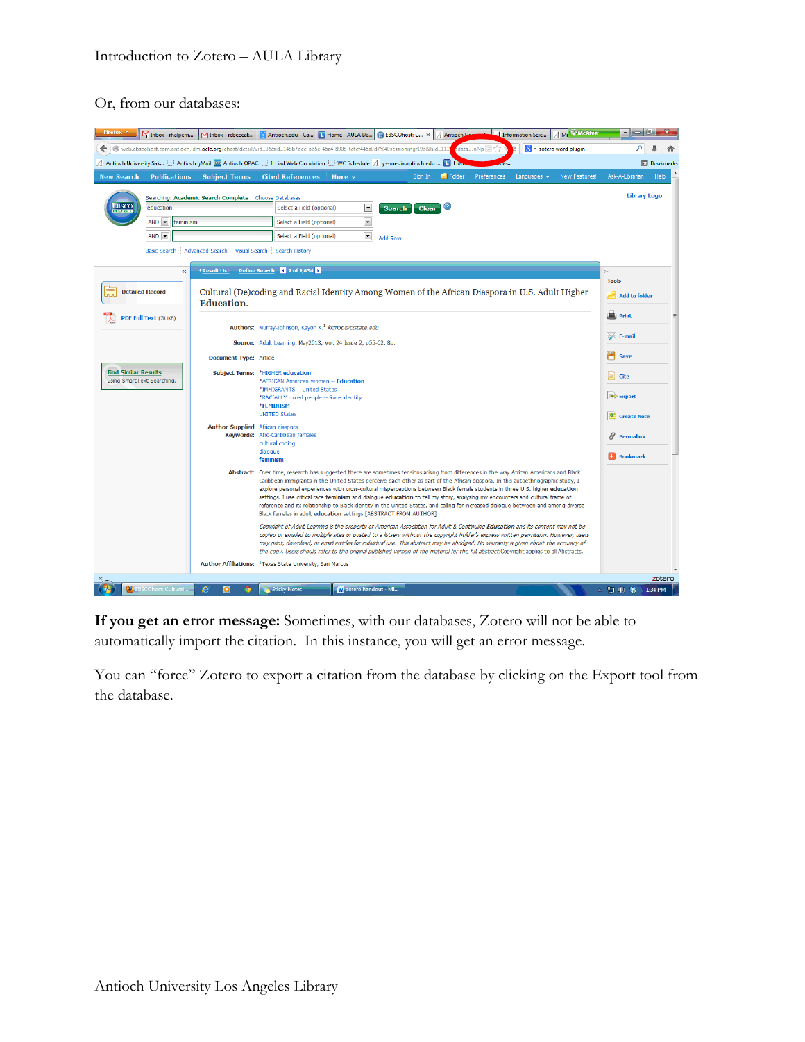Or, from our databases:

**If you get an error message:** Sometimes, with our databases, Zotero will not be able to automatically import the citation. In this instance, you will get an error message.

You can "force" Zotero to export a citation from the database by clicking on the Export tool from the database.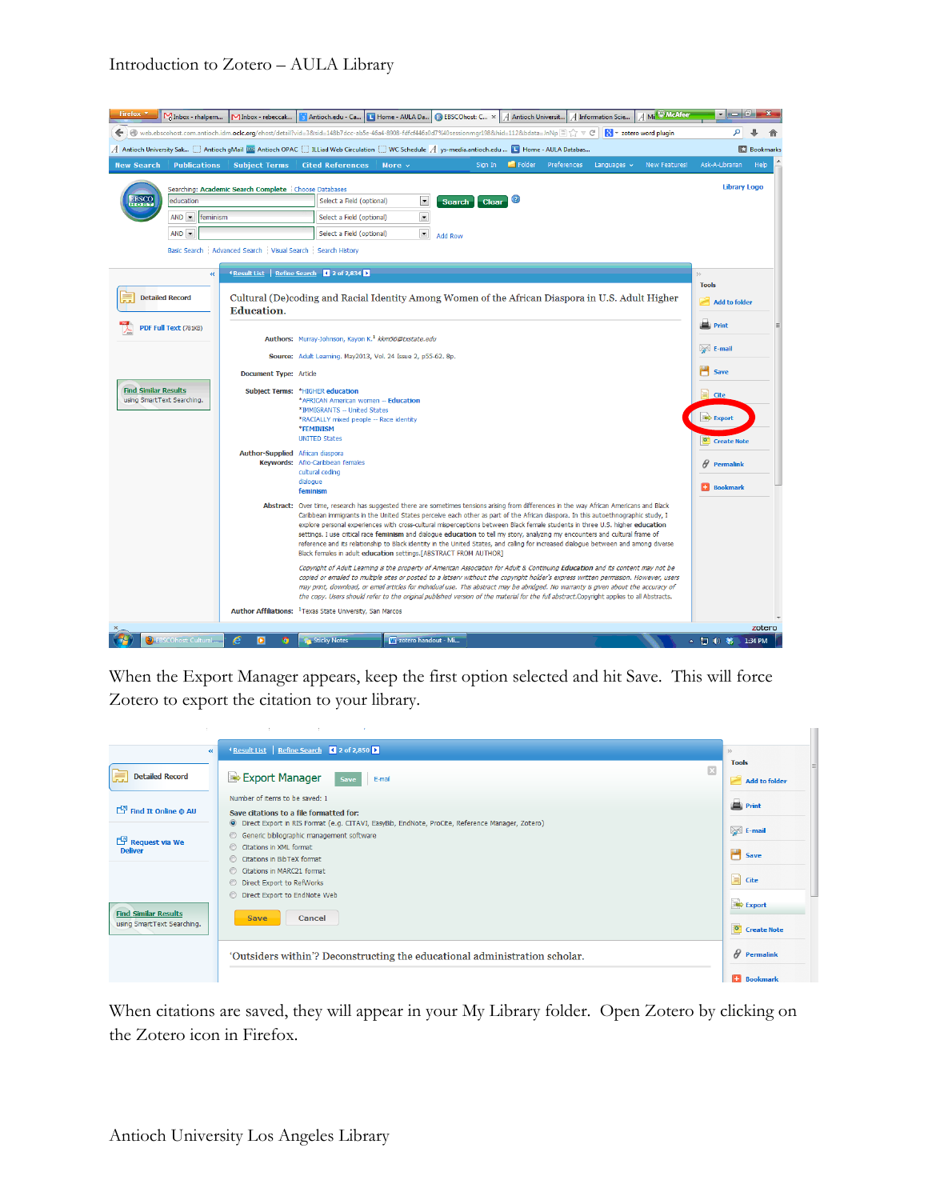When the Export Manager appears, keep the first option selected and hit Save. This will force Zotero to export the citation to your library.

When citations are saved, they will appear in your My Library folder. Open Zotero by clicking on the Zotero icon in Firefox.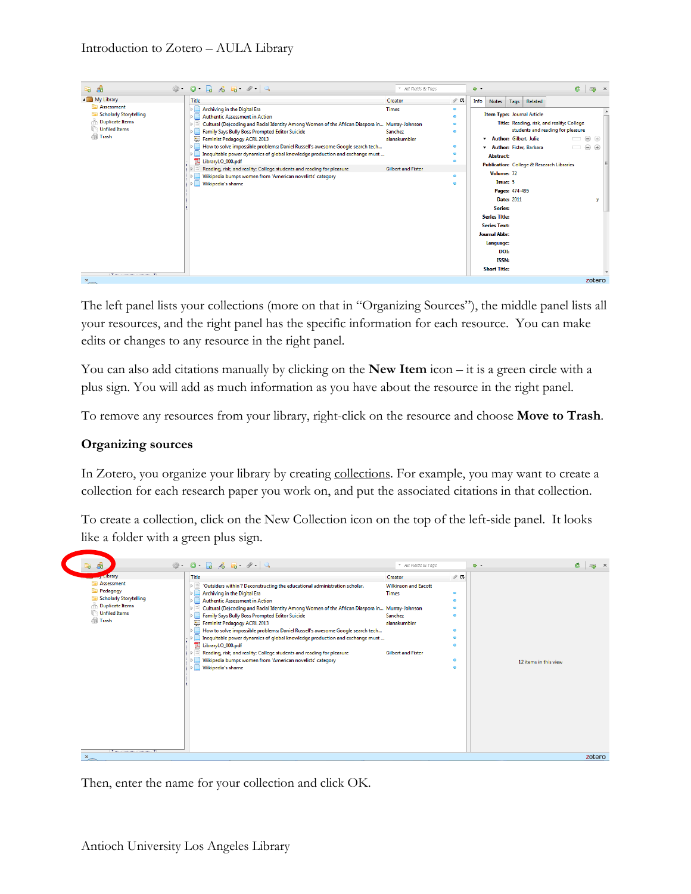The left panel lists your collections (more on that in "Organizing Sources"), the middle panel lists all your resources, and the right panel has the specific information for each resource. You can make edits or changes to any resource in the right panel.

You can also add citations manually by clicking on the **New Item** icon – it is a green circle with a plus sign. You will add as much information as you have about the resource in the right panel.

To remove any resources from your library, right-click on the resource and choose **Move to Trash**.

**Organizing sources**

In Zotero, you organize your library by creating collections. For example, you may want to create a collection for each research paper you work on, and put the associated citations in that collection.

To create a collection, click on the New Collection icon on the top of the left-side panel. It looks like a folder with a green plus sign.

Then, enter the name for your collection and click OK.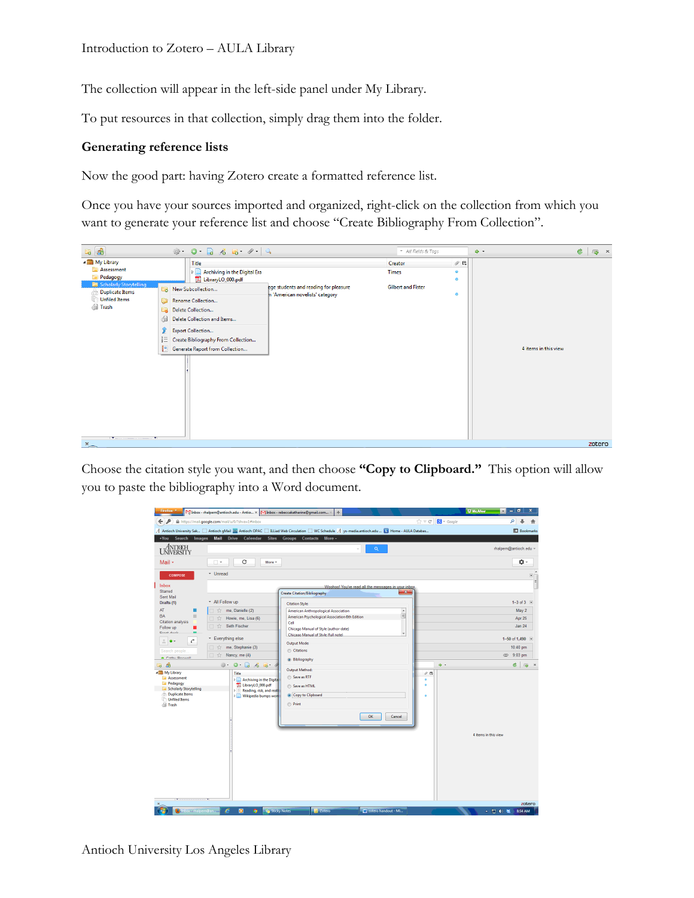The collection will appear in the left-side panel under My Library.

To put resources in that collection, simply drag them into the folder.

**Generating reference lists**

Now the good part: having Zotero create a formatted reference list.

Once you have your sources imported and organized, right-click on the collection from which you want to generate your reference list and choose "Create Bibliography From Collection".

Choose the citation style you want, and then choose **"Copy to Clipboard."** This option will allow you to paste the bibliography into a Word document.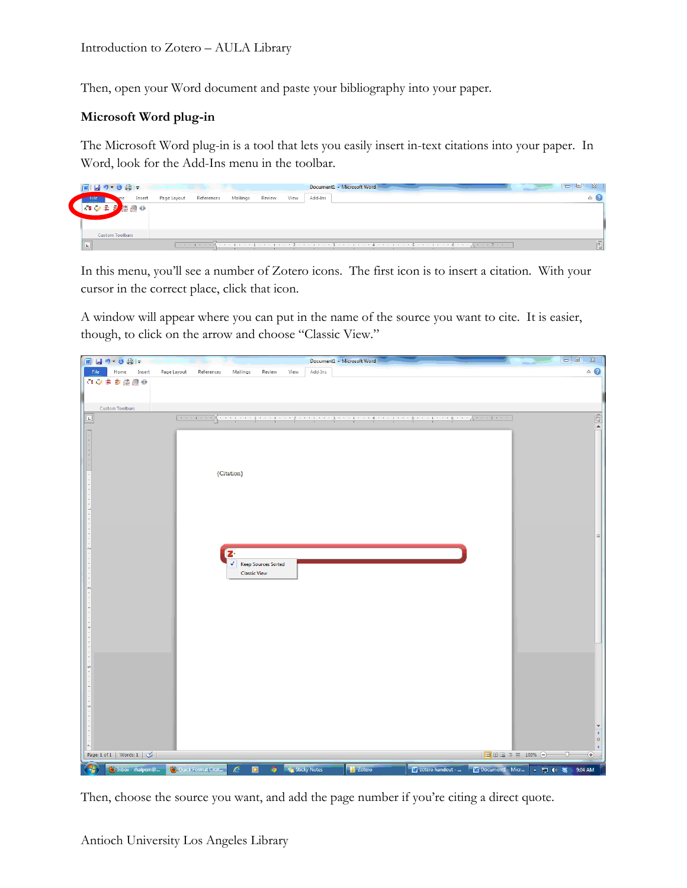Then, open your Word document and paste your bibliography into your paper.

**Microsoft Word plug-in**

The Microsoft Word plug-in is a tool that lets you easily insert in-text citations into your paper. In Word, look for the Add-Ins menu in the toolbar.

In this menu, you'll see a number of Zotero icons. The first icon is to insert a citation. With your cursor in the correct place, click that icon.

A window will appear where you can put in the name of the source you want to cite. It is easier, though, to click on the arrow and choose "Classic View."

Then, choose the source you want, and add the page number if you're citing a direct quote.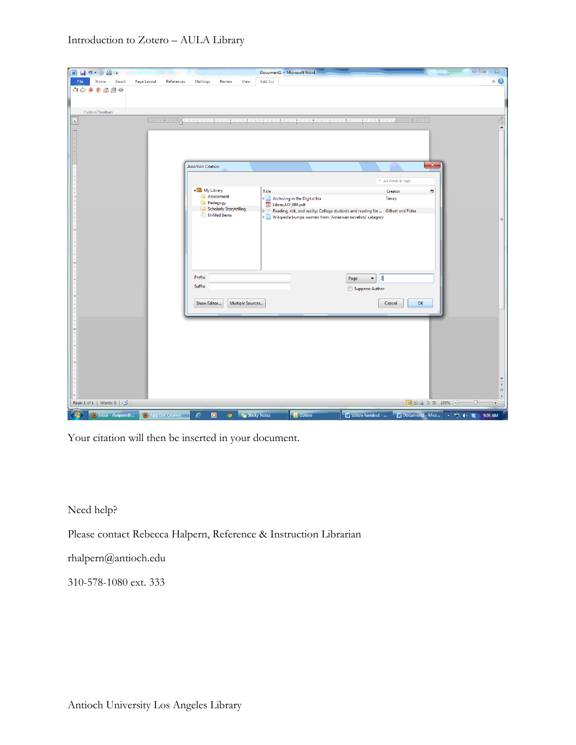Your citation will then be inserted in your document.

Need help?

Please contact Rebecca Halpern, Reference & Instruction Librarian

rhalpern@antioch.edu

310-578-1080 ext. 333